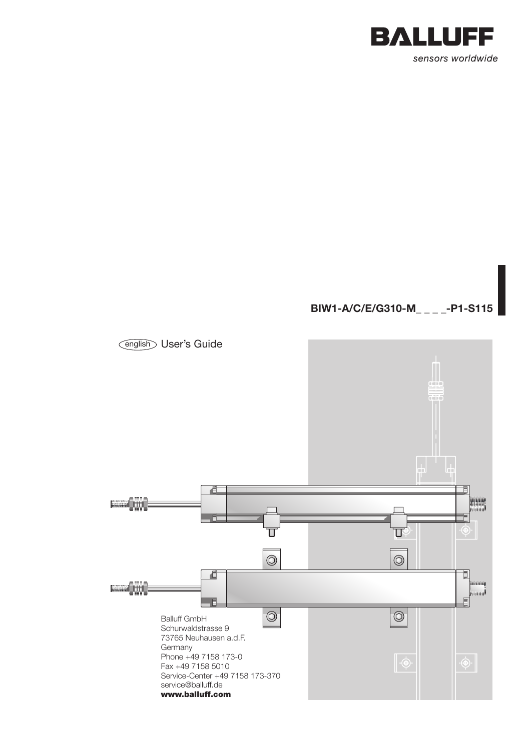**BALLUFF**

*sensors worldwide*

# BIW1-A/C/E/G310-M_ _ _ _-P1-S115

english User's Guide

Balluff GmbH
Schurwaldstrasse 9
73765 Neuhausen a.d.F.
Germany
Phone +49 7158 173-0
Fax +49 7158 5010
Service-Center +49 7158 173-370
service@balluff.de
**www.balluff.com**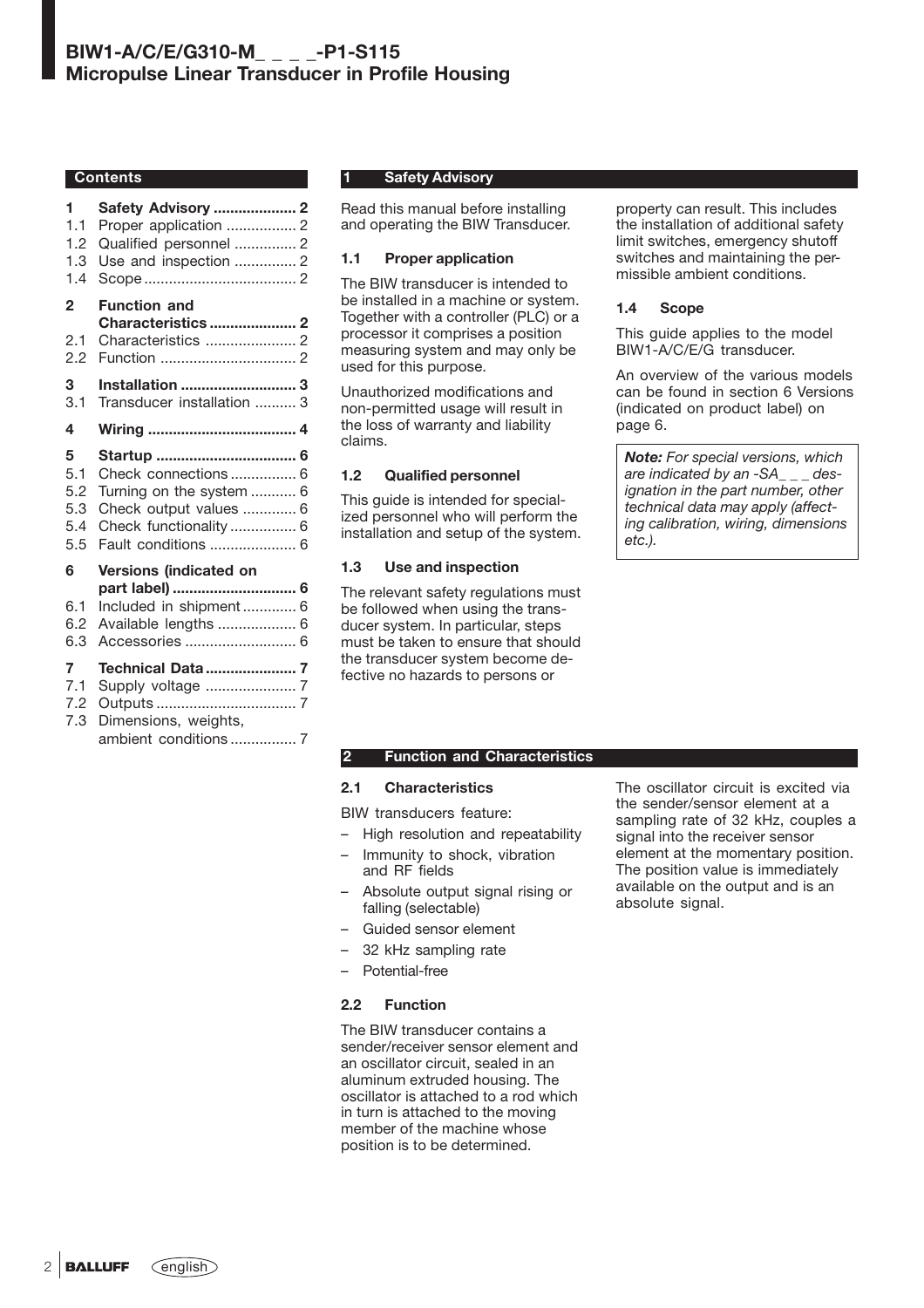# BIW1-A/C/E/G310-M_ _ _ _-P1-S115
## Micropulse Linear Transducer in Profile Housing

**Contents**

**1 Safety Advisory .................... 2**
1.1 Proper application ................. 2
1.2 Qualified personnel ............... 2
1.3 Use and inspection ............... 2
1.4 Scope .................................... 2

**2 Function and Characteristics ..................... 2**
2.1 Characteristics ...................... 2
2.2 Function ................................. 2

**3 Installation ............................ 3**
3.1 Transducer installation .......... 3

**4 Wiring .................................... 4**

**5 Startup .................................. 6**
5.1 Check connections ................ 6
5.2 Turning on the system ........... 6
5.3 Check output values ............. 6
5.4 Check functionality ................ 6
5.5 Fault conditions ..................... 6

**6 Versions (indicated on part label) .............................. 6**
6.1 Included in shipment ............. 6
6.2 Available lengths ................... 6
6.3 Accessories ........................... 6

**7 Technical Data ...................... 7**
7.1 Supply voltage ...................... 7
7.2 Outputs .................................. 7
7.3 Dimensions, weights, ambient conditions ................ 7

## 1 Safety Advisory

Read this manual before installing and operating the BIW Transducer.

### 1.1 Proper application

The BIW transducer is intended to be installed in a machine or system. Together with a controller (PLC) or a processor it comprises a position measuring system and may only be used for this purpose.

Unauthorized modifications and non-permitted usage will result in the loss of warranty and liability claims.

### 1.2 Qualified personnel

This guide is intended for specialized personnel who will perform the installation and setup of the system.

### 1.3 Use and inspection

The relevant safety regulations must be followed when using the transducer system. In particular, steps must be taken to ensure that should the transducer system become defective no hazards to persons or property can result. This includes the installation of additional safety limit switches, emergency shutoff switches and maintaining the permissible ambient conditions.

### 1.4 Scope

This guide applies to the model BIW1-A/C/E/G transducer.

An overview of the various models can be found in section 6 Versions (indicated on product label) on page 6.

> ***Note:*** *For special versions, which are indicated by an -SA_ _ _ designation in the part number, other technical data may apply (affecting calibration, wiring, dimensions etc.).*

## 2 Function and Characteristics

### 2.1 Characteristics

BIW transducers feature:

- High resolution and repeatability
- Immunity to shock, vibration and RF fields
- Absolute output signal rising or falling (selectable)
- Guided sensor element
- 32 kHz sampling rate
- Potential-free

### 2.2 Function

The BIW transducer contains a sender/receiver sensor element and an oscillator circuit, sealed in an aluminum extruded housing. The oscillator is attached to a rod which in turn is attached to the moving member of the machine whose position is to be determined.

The oscillator circuit is excited via the sender/sensor element at a sampling rate of 32 kHz, couples a signal into the receiver sensor element at the momentary position. The position value is immediately available on the output and is an absolute signal.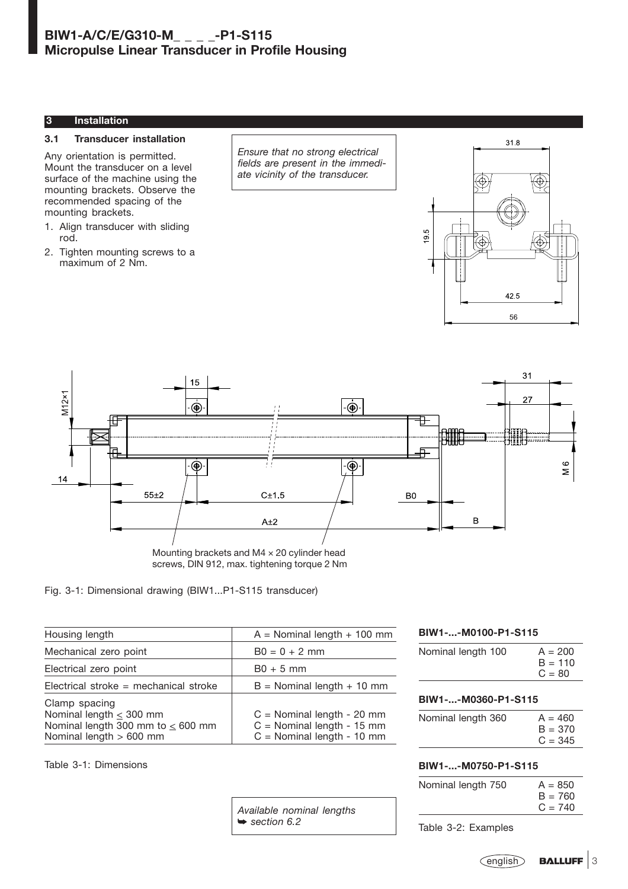## 3 Installation

### 3.1 Transducer installation

Any orientation is permitted. Mount the transducer on a level surface of the machine using the mounting brackets. Observe the recommended spacing of the mounting brackets.

1. Align transducer with sliding rod.
2. Tighten mounting screws to a maximum of 2 Nm.

*Ensure that no strong electrical fields are present in the immediate vicinity of the transducer.*

Mounting brackets and M4 × 20 cylinder head screws, DIN 912, max. tightening torque 2 Nm

Fig. 3-1: Dimensional drawing (BIW1...P1-S115 transducer)

| Housing length | A = Nominal length + 100 mm |
|---|---|
| Mechanical zero point | B0 = 0 + 2 mm |
| Electrical zero point | B0 + 5 mm |
| Electrical stroke = mechanical stroke | B = Nominal length + 10 mm |
| Clamp spacing<br>Nominal length ≤ 300 mm<br>Nominal length 300 mm to ≤ 600 mm<br>Nominal length > 600 mm | <br>C = Nominal length - 20 mm<br>C = Nominal length - 15 mm<br>C = Nominal length - 10 mm |

Table 3-1: Dimensions

*Available nominal lengths ➥ section 6.2*

**BIW1-...-M0100-P1-S115**

| Nominal length 100 | A = 200<br>B = 110<br>C = 80 |
|---|---|

**BIW1-...-M0360-P1-S115**

| Nominal length 360 | A = 460<br>B = 370<br>C = 345 |
|---|---|

**BIW1-...-M0750-P1-S115**

| Nominal length 750 | A = 850<br>B = 760<br>C = 740 |
|---|---|

Table 3-2: Examples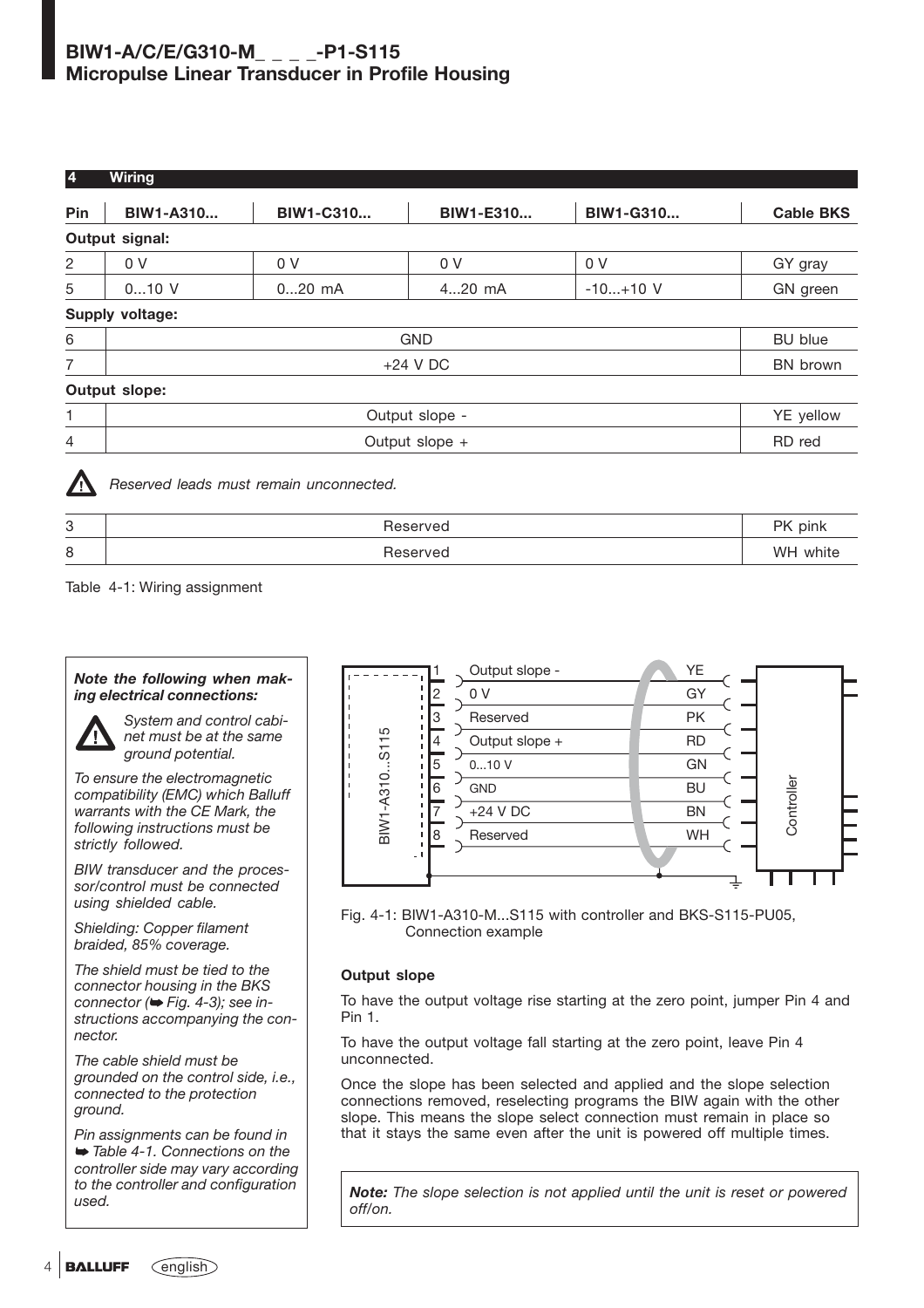## 4 Wiring

| Pin | BIW1-A310... | BIW1-C310... | BIW1-E310... | BIW1-G310... | Cable BKS |
|---|---|---|---|---|---|
| **Output signal:** | | | | | |
| 2 | 0 V | 0 V | 0 V | 0 V | GY gray |
| 5 | 0...10 V | 0...20 mA | 4...20 mA | -10...+10 V | GN green |
| **Supply voltage:** | | | | | |
| 6 | GND | | | | BU blue |
| 7 | +24 V DC | | | | BN brown |
| **Output slope:** | | | | | |
| 1 | Output slope - | | | | YE yellow |
| 4 | Output slope + | | | | RD red |

*Reserved leads must remain unconnected.*

| Pin | | Cable BKS |
|---|---|---|
| 3 | Reserved | PK pink |
| 8 | Reserved | WH white |

Table 4-1: Wiring assignment

***Note the following when making electrical connections:***

*System and control cabinet must be at the same ground potential.*

*To ensure the electromagnetic compatibility (EMC) which Balluff warrants with the CE Mark, the following instructions must be strictly followed.*

*BIW transducer and the processor/control must be connected using shielded cable.*

*Shielding: Copper filament braided, 85% coverage.*

*The shield must be tied to the connector housing in the BKS connector (➥ Fig. 4-3); see instructions accompanying the connector.*

*The cable shield must be grounded on the control side, i.e., connected to the protection ground.*

*Pin assignments can be found in ➥ Table 4-1. Connections on the controller side may vary according to the controller and configuration used.*

| Pin | BIW1-A310...S115 | Wire |
|---|---|---|
| 1 | Output slope - | YE |
| 2 | 0 V | GY |
| 3 | Reserved | PK |
| 4 | Output slope + | RD |
| 5 | 0...10 V | GN |
| 6 | GND | BU |
| 7 | +24 V DC | BN |
| 8 | Reserved | WH |

Controller

Fig. 4-1: BIW1-A310-M...S115 with controller and BKS-S115-PU05, Connection example

### Output slope

To have the output voltage rise starting at the zero point, jumper Pin 4 and Pin 1.

To have the output voltage fall starting at the zero point, leave Pin 4 unconnected.

Once the slope has been selected and applied and the slope selection connections removed, reselecting programs the BIW again with the other slope. This means the slope select connection must remain in place so that it stays the same even after the unit is powered off multiple times.

***Note:*** *The slope selection is not applied until the unit is reset or powered off/on.*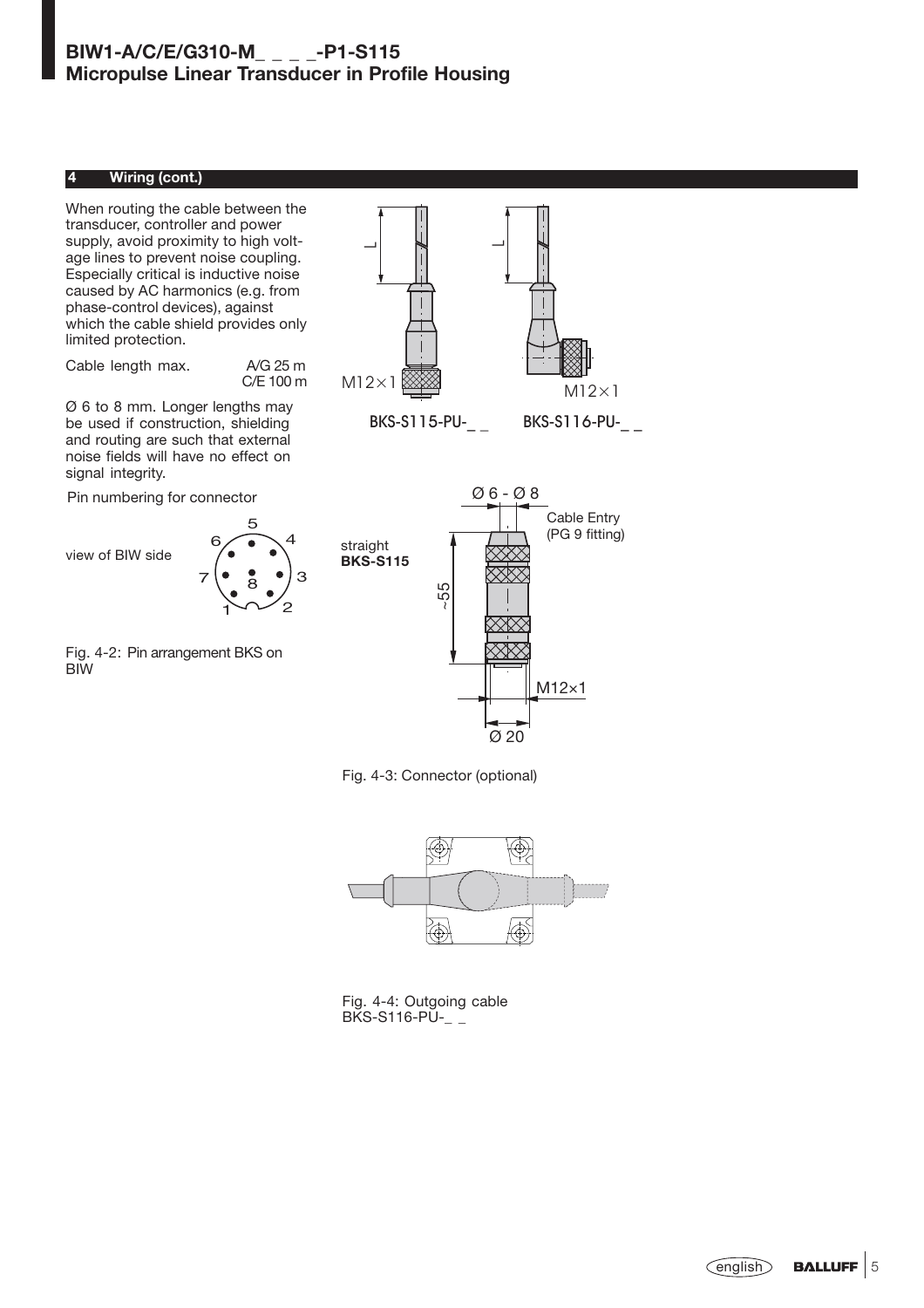## 4 Wiring (cont.)

When routing the cable between the transducer, controller and power supply, avoid proximity to high voltage lines to prevent noise coupling. Especially critical is inductive noise caused by AC harmonics (e.g. from phase-control devices), against which the cable shield provides only limited protection.

| Cable length max. | A/G 25 m |
|---|---|
| | C/E 100 m |

Ø 6 to 8 mm. Longer lengths may be used if construction, shielding and routing are such that external noise fields will have no effect on signal integrity.

Pin numbering for connector

view of BIW side

Fig. 4-2: Pin arrangement BKS on BIW

M12×1 BKS-S115-PU-_ _

M12×1 BKS-S116-PU-_ _

straight **BKS-S115**

Ø 6 - Ø 8

Cable Entry (PG 9 fitting)

~55

M12×1

Ø 20

Fig. 4-3: Connector (optional)

Fig. 4-4: Outgoing cable BKS-S116-PU-_ _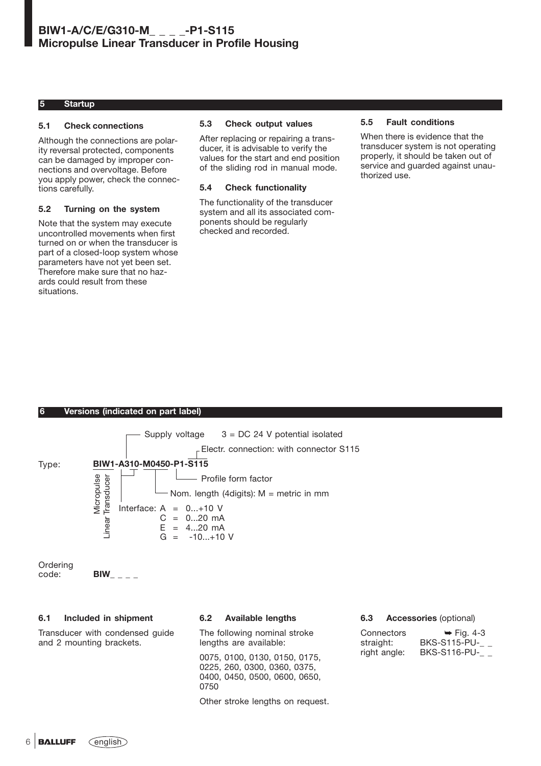## 5 Startup

### 5.1 Check connections

Although the connections are polarity reversal protected, components can be damaged by improper connections and overvoltage. Before you apply power, check the connections carefully.

### 5.2 Turning on the system

Note that the system may execute uncontrolled movements when first turned on or when the transducer is part of a closed-loop system whose parameters have not yet been set. Therefore make sure that no hazards could result from these situations.

### 5.3 Check output values

After replacing or repairing a transducer, it is advisable to verify the values for the start and end position of the sliding rod in manual mode.

### 5.4 Check functionality

The functionality of the transducer system and all its associated components should be regularly checked and recorded.

### 5.5 Fault conditions

When there is evidence that the transducer system is not operating properly, it should be taken out of service and guarded against unauthorized use.

## 6 Versions (indicated on part label)

Type: **BIW1-A310-M0450-P1-S115**

- Micropulse Linear Transducer
- Supply voltage 3 = DC 24 V potential isolated
- Electr. connection: with connector S115
- Profile form factor
- Nom. length (4digits): M = metric in mm
- Interface: A = 0...+10 V
  - C = 0...20 mA
  - E = 4...20 mA
  - G = -10...+10 V

Ordering code: **BIW_ _ _ _**

### 6.1 Included in shipment

Transducer with condensed guide and 2 mounting brackets.

### 6.2 Available lengths

The following nominal stroke lengths are available:

0075, 0100, 0130, 0150, 0175, 0225, 260, 0300, 0360, 0375, 0400, 0450, 0500, 0600, 0650, 0750

Other stroke lengths on request.

### 6.3 Accessories (optional)

| Connectors | ➥ Fig. 4-3 |
|---|---|
| straight: | BKS-S115-PU-_ _ |
| right angle: | BKS-S116-PU-_ _ |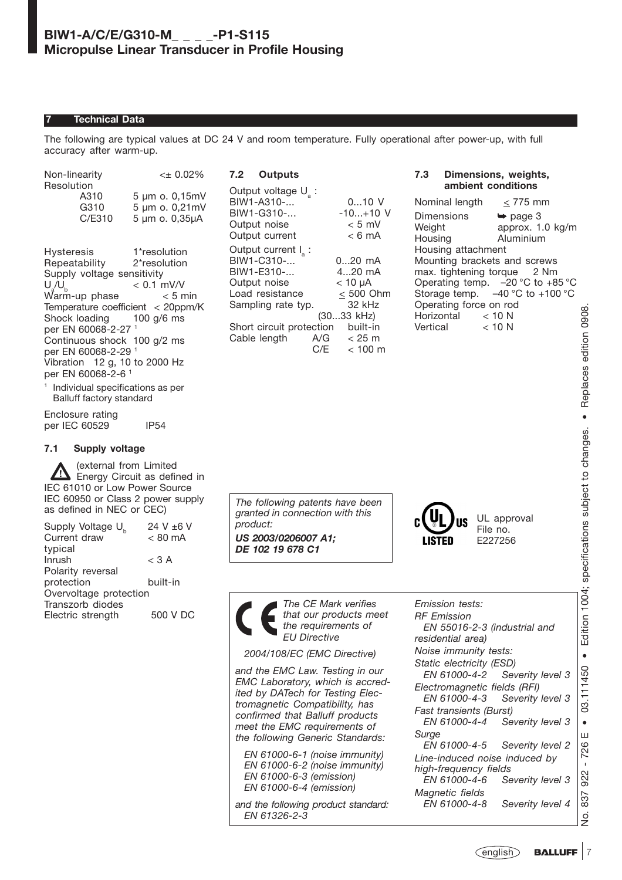# BIW1-A/C/E/G310-M_ _ _ _-P1-S115
# Micropulse Linear Transducer in Profile Housing

## 7 Technical Data

The following are typical values at DC 24 V and room temperature. Fully operational after power-up, with full accuracy after warm-up.

| | |
|---|---|
| Non-linearity | <± 0.02% |
| Resolution | |
| A310 | 5 µm o. 0,15mV |
| G310 | 5 µm o. 0,21mV |
| C/E310 | 5 µm o. 0,35µA |

| | |
|---|---|
| Hysteresis | 1*resolution |
| Repeatability | 2*resolution |
| Supply voltage sensitivity $U_a/U_b$ | < 0.1 mV/V |
| Warm-up phase | < 5 min |
| Temperature coefficient | < 20ppm/K |
| Shock loading per EN 60068-2-27 [1] | 100 g/6 ms |
| Continuous shock per EN 60068-2-29 [1] | 100 g/2 ms |
| Vibration per EN 60068-2-6 [1] | 12 g, 10 to 2000 Hz |

[1] Individual specifications as per Balluff factory standard

| | |
|---|---|
| Enclosure rating per IEC 60529 | IP54 |

### 7.1 Supply voltage

(external from Limited Energy Circuit as defined in IEC 61010 or Low Power Source IEC 60950 or Class 2 power supply as defined in NEC or CEC)

| | |
|---|---|
| Supply Voltage $U_b$ | 24 V ±6 V |
| Current draw typical | < 80 mA |
| Inrush | < 3 A |
| Polarity reversal protection | built-in |
| Overvoltage protection | Transzorb diodes |
| Electric strength | 500 V DC |

### 7.2 Outputs

| | |
|---|---|
| Output voltage $U_a$: | |
| BIW1-A310-... | 0...10 V |
| BIW1-G310-... | -10...+10 V |
| Output noise | < 5 mV |
| Output current | < 6 mA |
| Output current $I_a$: | |
| BIW1-C310-... | 0...20 mA |
| BIW1-E310-... | 4...20 mA |
| Output noise | < 10 µA |
| Load resistance | ≤ 500 Ohm |
| Sampling rate typ. | 32 kHz (30...33 kHz) |
| Short circuit protection | built-in |
| Cable length A/G | < 25 m |
| Cable length C/E | < 100 m |

### 7.3 Dimensions, weights, ambient conditions

| | |
|---|---|
| Nominal length | ≤ 775 mm |
| Dimensions | ➥ page 3 |
| Weight | approx. 1.0 kg/m |
| Housing | Aluminium |
| Housing attachment | Mounting brackets and screws |
| max. tightening torque | 2 Nm |
| Operating temp. | –20 °C to +85 °C |
| Storage temp. | –40 °C to +100 °C |
| Operating force on rod | |
| Horizontal | < 10 N |
| Vertical | < 10 N |

*The following patents have been granted in connection with this product:*

***US 2003/0206007 A1; DE 102 19 678 C1***

UL approval File no. E227256

*The CE Mark verifies that our products meet the requirements of EU Directive*

*2004/108/EC (EMC Directive)*

*and the EMC Law. Testing in our EMC Laboratory, which is accredited by DATech for Testing Electromagnetic Compatibility, has confirmed that Balluff products meet the EMC requirements of the following Generic Standards:*

*EN 61000-6-1 (noise immunity)*
*EN 61000-6-2 (noise immunity)*
*EN 61000-6-3 (emission)*
*EN 61000-6-4 (emission)*

*and the following product standard: EN 61326-2-3*

*Emission tests:*
*RF Emission*
*EN 55016-2-3 (industrial and residential area)*

*Noise immunity tests:*
*Static electricity (ESD)*
*EN 61000-4-2 Severity level 3*
*Electromagnetic fields (RFI)*
*EN 61000-4-3 Severity level 3*
*Fast transients (Burst)*
*EN 61000-4-4 Severity level 3*
*Surge*
*EN 61000-4-5 Severity level 2*
*Line-induced noise induced by high-frequency fields*
*EN 61000-4-6 Severity level 3*
*Magnetic fields*
*EN 61000-4-8 Severity level 4*

No. 837 922 - 726 E • 03.111450 • Edition 1004; specifications subject to changes. • Replaces edition 0908.